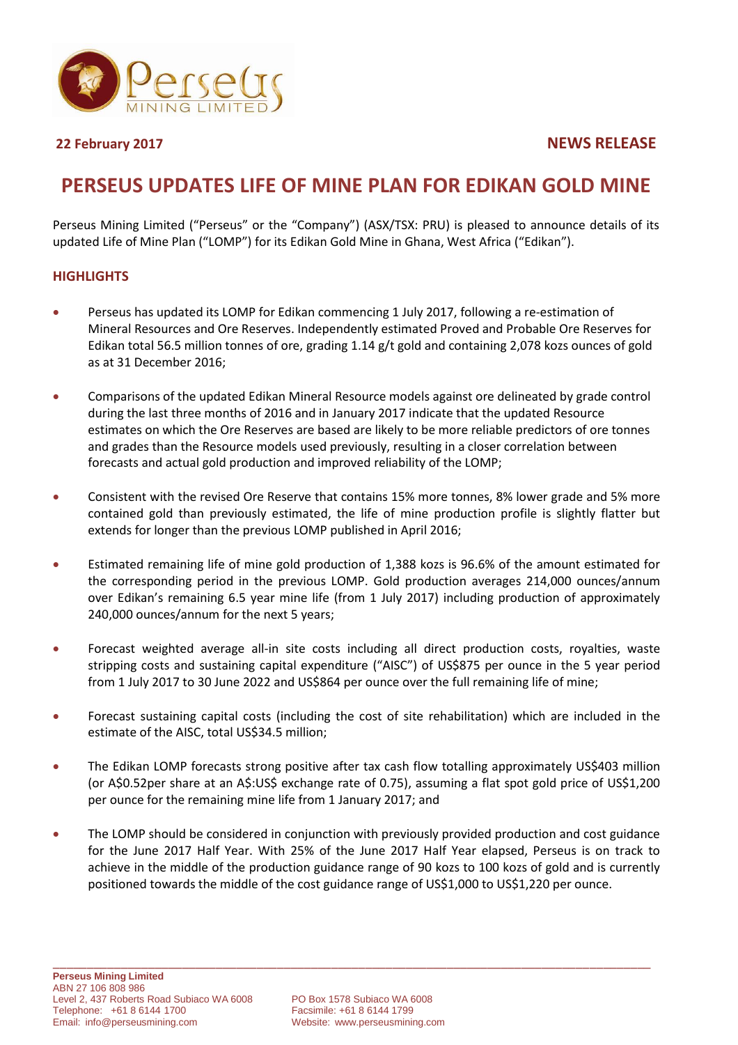**22 February 2017** **NEWS RELEASE**

# PERSEUS UPDATES LIFE OF MINE PLAN FOR EDIKAN GOLD MINE

Perseus Mining Limited ("Perseus" or the "Company") (ASX/TSX: PRU) is pleased to announce details of its updated Life of Mine Plan ("LOMP") for its Edikan Gold Mine in Ghana, West Africa ("Edikan").

## HIGHLIGHTS

- Perseus has updated its LOMP for Edikan commencing 1 July 2017, following a re-estimation of Mineral Resources and Ore Reserves. Independently estimated Proved and Probable Ore Reserves for Edikan total 56.5 million tonnes of ore, grading 1.14 g/t gold and containing 2,078 kozs ounces of gold as at 31 December 2016;
- Comparisons of the updated Edikan Mineral Resource models against ore delineated by grade control during the last three months of 2016 and in January 2017 indicate that the updated Resource estimates on which the Ore Reserves are based are likely to be more reliable predictors of ore tonnes and grades than the Resource models used previously, resulting in a closer correlation between forecasts and actual gold production and improved reliability of the LOMP;
- Consistent with the revised Ore Reserve that contains 15% more tonnes, 8% lower grade and 5% more contained gold than previously estimated, the life of mine production profile is slightly flatter but extends for longer than the previous LOMP published in April 2016;
- Estimated remaining life of mine gold production of 1,388 kozs is 96.6% of the amount estimated for the corresponding period in the previous LOMP. Gold production averages 214,000 ounces/annum over Edikan's remaining 6.5 year mine life (from 1 July 2017) including production of approximately 240,000 ounces/annum for the next 5 years;
- Forecast weighted average all-in site costs including all direct production costs, royalties, waste stripping costs and sustaining capital expenditure ("AISC") of US$875 per ounce in the 5 year period from 1 July 2017 to 30 June 2022 and US$864 per ounce over the full remaining life of mine;
- Forecast sustaining capital costs (including the cost of site rehabilitation) which are included in the estimate of the AISC, total US$34.5 million;
- The Edikan LOMP forecasts strong positive after tax cash flow totalling approximately US$403 million (or A$0.52per share at an A$:US$ exchange rate of 0.75), assuming a flat spot gold price of US$1,200 per ounce for the remaining mine life from 1 January 2017; and
- The LOMP should be considered in conjunction with previously provided production and cost guidance for the June 2017 Half Year. With 25% of the June 2017 Half Year elapsed, Perseus is on track to achieve in the middle of the production guidance range of 90 kozs to 100 kozs of gold and is currently positioned towards the middle of the cost guidance range of US$1,000 to US$1,220 per ounce.

**Perseus Mining Limited**
ABN 27 106 808 986
Level 2, 437 Roberts Road Subiaco WA 6008
Telephone: +61 8 6144 1700
Email: info@perseusmining.com

PO Box 1578 Subiaco WA 6008
Facsimile: +61 8 6144 1799
Website: www.perseusmining.com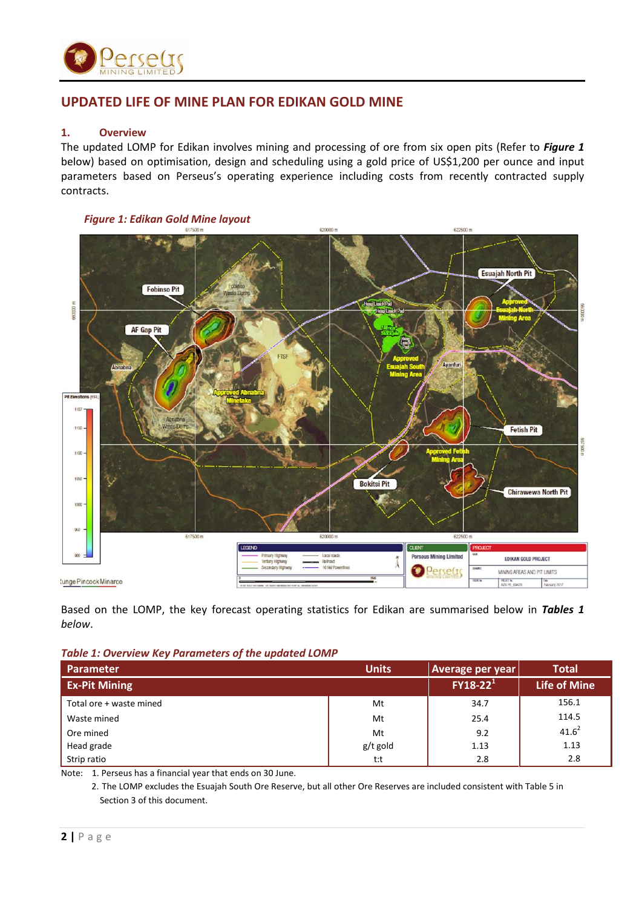## UPDATED LIFE OF MINE PLAN FOR EDIKAN GOLD MINE

### 1. Overview

The updated LOMP for Edikan involves mining and processing of ore from six open pits (Refer to ***Figure 1*** below) based on optimisation, design and scheduling using a gold price of US$1,200 per ounce and input parameters based on Perseus's operating experience including costs from recently contracted supply contracts.

*Figure 1: Edikan Gold Mine layout*

Based on the LOMP, the key forecast operating statistics for Edikan are summarised below in ***Tables 1*** *below*.

*Table 1: Overview Key Parameters of the updated LOMP*

| Parameter | Units | Average per year | Total |
|---|---|---|---|
| **Ex-Pit Mining** | | **FY18-22[1]** | **Life of Mine** |
| Total ore + waste mined | Mt | 34.7 | 156.1 |
| Waste mined | Mt | 25.4 | 114.5 |
| Ore mined | Mt | 9.2 | 41.6[2] |
| Head grade | g/t gold | 1.13 | 1.13 |
| Strip ratio | t:t | 2.8 | 2.8 |

Note: 1. Perseus has a financial year that ends on 30 June.

2. The LOMP excludes the Esuajah South Ore Reserve, but all other Ore Reserves are included consistent with Table 5 in Section 3 of this document.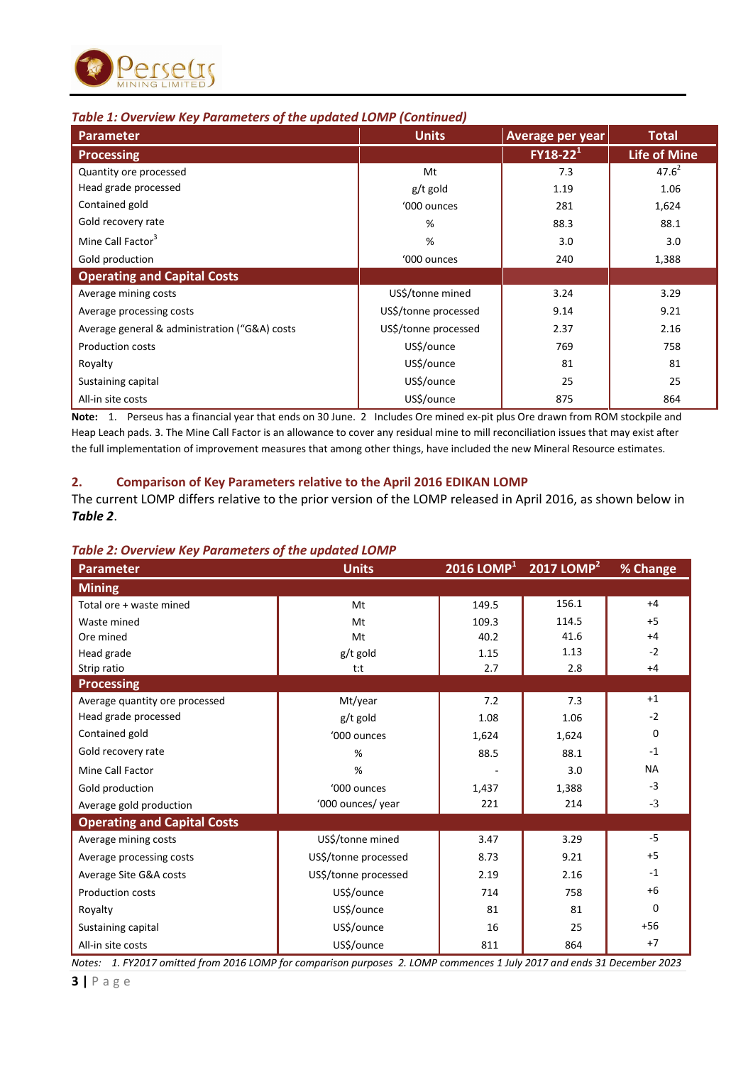***Table 1: Overview Key Parameters of the updated LOMP (Continued)***

| Parameter | Units | Average per year | Total |
|---|---|---|---|
| **Processing** | | **FY18-22[1]** | **Life of Mine** |
| Quantity ore processed | Mt | 7.3 | 47.6[2] |
| Head grade processed | g/t gold | 1.19 | 1.06 |
| Contained gold | '000 ounces | 281 | 1,624 |
| Gold recovery rate | % | 88.3 | 88.1 |
| Mine Call Factor[3] | % | 3.0 | 3.0 |
| Gold production | '000 ounces | 240 | 1,388 |
| **Operating and Capital Costs** | | | |
| Average mining costs | US$/tonne mined | 3.24 | 3.29 |
| Average processing costs | US$/tonne processed | 9.14 | 9.21 |
| Average general & administration ("G&A) costs | US$/tonne processed | 2.37 | 2.16 |
| Production costs | US$/ounce | 769 | 758 |
| Royalty | US$/ounce | 81 | 81 |
| Sustaining capital | US$/ounce | 25 | 25 |
| All-in site costs | US$/ounce | 875 | 864 |

**Note:** 1. Perseus has a financial year that ends on 30 June. 2 Includes Ore mined ex-pit plus Ore drawn from ROM stockpile and Heap Leach pads. 3. The Mine Call Factor is an allowance to cover any residual mine to mill reconciliation issues that may exist after the full implementation of improvement measures that among other things, have included the new Mineral Resource estimates.

## 2. Comparison of Key Parameters relative to the April 2016 EDIKAN LOMP

The current LOMP differs relative to the prior version of the LOMP released in April 2016, as shown below in ***Table 2***.

***Table 2: Overview Key Parameters of the updated LOMP***

| Parameter | Units | 2016 LOMP[1] | 2017 LOMP[2] | % Change |
|---|---|---|---|---|
| **Mining** | | | | |
| Total ore + waste mined | Mt | 149.5 | 156.1 | +4 |
| Waste mined | Mt | 109.3 | 114.5 | +5 |
| Ore mined | Mt | 40.2 | 41.6 | +4 |
| Head grade | g/t gold | 1.15 | 1.13 | -2 |
| Strip ratio | t:t | 2.7 | 2.8 | +4 |
| **Processing** | | | | |
| Average quantity ore processed | Mt/year | 7.2 | 7.3 | +1 |
| Head grade processed | g/t gold | 1.08 | 1.06 | -2 |
| Contained gold | '000 ounces | 1,624 | 1,624 | 0 |
| Gold recovery rate | % | 88.5 | 88.1 | -1 |
| Mine Call Factor | % | - | 3.0 | NA |
| Gold production | '000 ounces | 1,437 | 1,388 | -3 |
| Average gold production | '000 ounces/ year | 221 | 214 | -3 |
| **Operating and Capital Costs** | | | | |
| Average mining costs | US$/tonne mined | 3.47 | 3.29 | -5 |
| Average processing costs | US$/tonne processed | 8.73 | 9.21 | +5 |
| Average Site G&A costs | US$/tonne processed | 2.19 | 2.16 | -1 |
| Production costs | US$/ounce | 714 | 758 | +6 |
| Royalty | US$/ounce | 81 | 81 | 0 |
| Sustaining capital | US$/ounce | 16 | 25 | +56 |
| All-in site costs | US$/ounce | 811 | 864 | +7 |

*Notes: 1. FY2017 omitted from 2016 LOMP for comparison purposes 2. LOMP commences 1 July 2017 and ends 31 December 2023*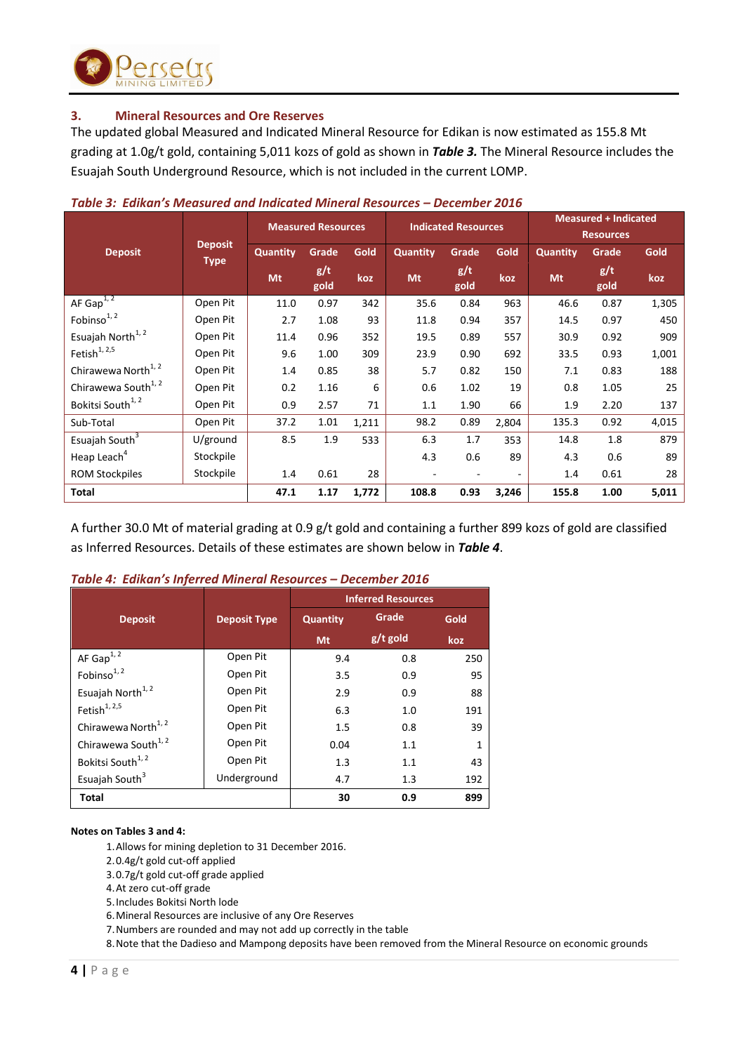## 3. Mineral Resources and Ore Reserves

The updated global Measured and Indicated Mineral Resource for Edikan is now estimated as 155.8 Mt grading at 1.0g/t gold, containing 5,011 kozs of gold as shown in ***Table 3.*** The Mineral Resource includes the Esuajah South Underground Resource, which is not included in the current LOMP.

***Table 3: Edikan's Measured and Indicated Mineral Resources – December 2016***

| Deposit | Deposit Type | Measured Resources | | | Indicated Resources | | | Measured + Indicated Resources | | |
|---|---|---|---|---|---|---|---|---|---|---|
| | | Quantity | Grade | Gold | Quantity | Grade | Gold | Quantity | Grade | Gold |
| | | Mt | g/t gold | koz | Mt | g/t gold | koz | Mt | g/t gold | koz |
| AF Gap[1, 2] | Open Pit | 11.0 | 0.97 | 342 | 35.6 | 0.84 | 963 | 46.6 | 0.87 | 1,305 |
| Fobinso[1, 2] | Open Pit | 2.7 | 1.08 | 93 | 11.8 | 0.94 | 357 | 14.5 | 0.97 | 450 |
| Esuajah North[1, 2] | Open Pit | 11.4 | 0.96 | 352 | 19.5 | 0.89 | 557 | 30.9 | 0.92 | 909 |
| Fetish[1, 2,5] | Open Pit | 9.6 | 1.00 | 309 | 23.9 | 0.90 | 692 | 33.5 | 0.93 | 1,001 |
| Chirawewa North[1, 2] | Open Pit | 1.4 | 0.85 | 38 | 5.7 | 0.82 | 150 | 7.1 | 0.83 | 188 |
| Chirawewa South[1, 2] | Open Pit | 0.2 | 1.16 | 6 | 0.6 | 1.02 | 19 | 0.8 | 1.05 | 25 |
| Bokitsi South[1, 2] | Open Pit | 0.9 | 2.57 | 71 | 1.1 | 1.90 | 66 | 1.9 | 2.20 | 137 |
| Sub-Total | Open Pit | 37.2 | 1.01 | 1,211 | 98.2 | 0.89 | 2,804 | 135.3 | 0.92 | 4,015 |
| Esuajah South[3] | U/ground | 8.5 | 1.9 | 533 | 6.3 | 1.7 | 353 | 14.8 | 1.8 | 879 |
| Heap Leach[4] | Stockpile | | | | 4.3 | 0.6 | 89 | 4.3 | 0.6 | 89 |
| ROM Stockpiles | Stockpile | 1.4 | 0.61 | 28 | - | - | - | 1.4 | 0.61 | 28 |
| **Total** | | **47.1** | **1.17** | **1,772** | **108.8** | **0.93** | **3,246** | **155.8** | **1.00** | **5,011** |

A further 30.0 Mt of material grading at 0.9 g/t gold and containing a further 899 kozs of gold are classified as Inferred Resources. Details of these estimates are shown below in ***Table 4***.

***Table 4: Edikan's Inferred Mineral Resources – December 2016***

| Deposit | Deposit Type | Inferred Resources | | |
|---|---|---|---|---|
| | | Quantity | Grade | Gold |
| | | Mt | g/t gold | koz |
| AF Gap[1, 2] | Open Pit | 9.4 | 0.8 | 250 |
| Fobinso[1, 2] | Open Pit | 3.5 | 0.9 | 95 |
| Esuajah North[1, 2] | Open Pit | 2.9 | 0.9 | 88 |
| Fetish[1, 2,5] | Open Pit | 6.3 | 1.0 | 191 |
| Chirawewa North[1, 2] | Open Pit | 1.5 | 0.8 | 39 |
| Chirawewa South[1, 2] | Open Pit | 0.04 | 1.1 | 1 |
| Bokitsi South[1, 2] | Open Pit | 1.3 | 1.1 | 43 |
| Esuajah South[3] | Underground | 4.7 | 1.3 | 192 |
| **Total** | | **30** | **0.9** | **899** |

**Notes on Tables 3 and 4:**

1. Allows for mining depletion to 31 December 2016.
2. 0.4g/t gold cut-off applied
3. 0.7g/t gold cut-off grade applied
4. At zero cut-off grade
5. Includes Bokitsi North lode
6. Mineral Resources are inclusive of any Ore Reserves
7. Numbers are rounded and may not add up correctly in the table
8. Note that the Dadieso and Mampong deposits have been removed from the Mineral Resource on economic grounds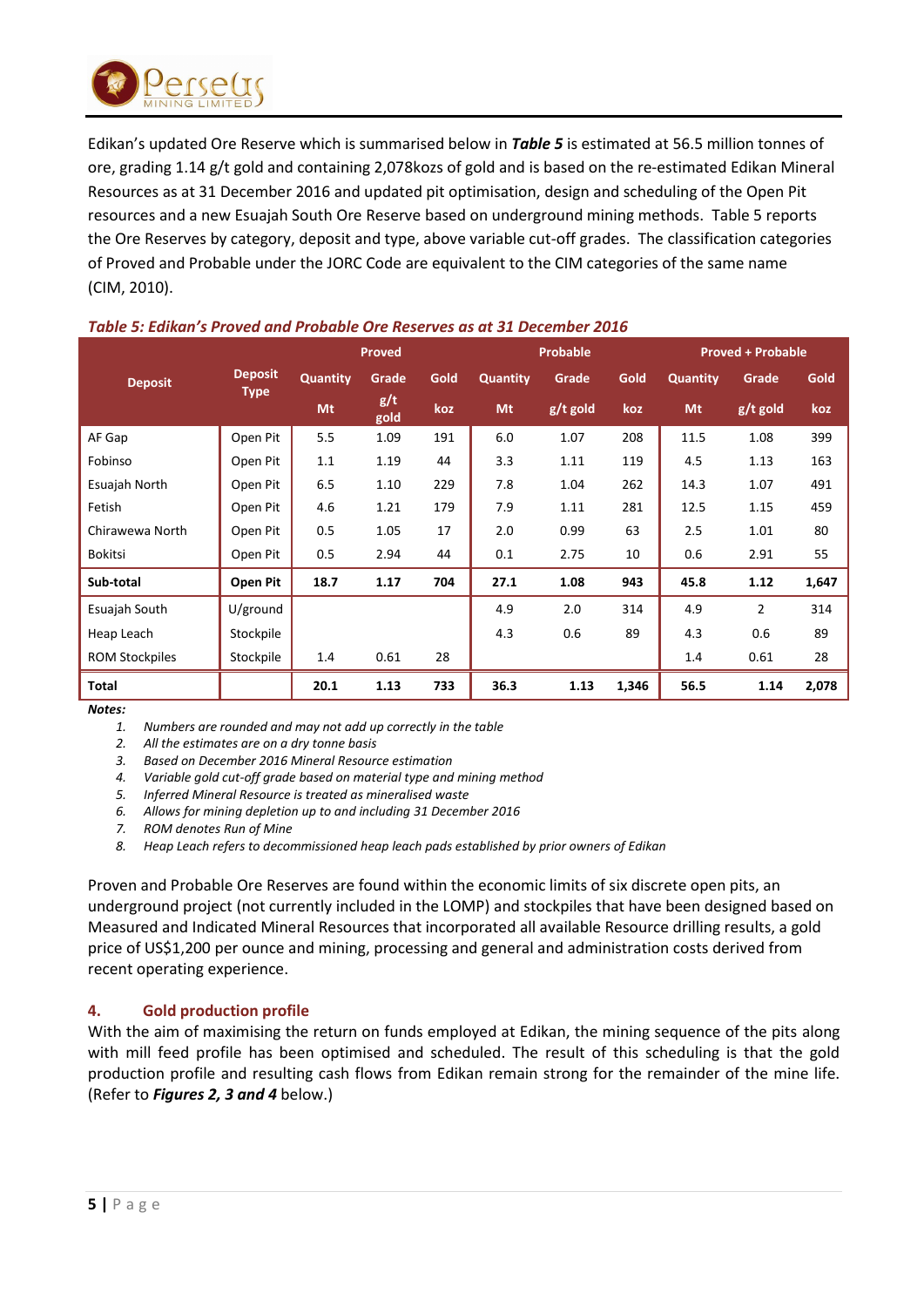Edikan's updated Ore Reserve which is summarised below in ***Table 5*** is estimated at 56.5 million tonnes of ore, grading 1.14 g/t gold and containing 2,078kozs of gold and is based on the re-estimated Edikan Mineral Resources as at 31 December 2016 and updated pit optimisation, design and scheduling of the Open Pit resources and a new Esuajah South Ore Reserve based on underground mining methods. Table 5 reports the Ore Reserves by category, deposit and type, above variable cut-off grades. The classification categories of Proved and Probable under the JORC Code are equivalent to the CIM categories of the same name (CIM, 2010).

***Table 5: Edikan's Proved and Probable Ore Reserves as at 31 December 2016***

| Deposit | Deposit Type | Proved | | | Probable | | | Proved + Probable | | |
|---|---|---|---|---|---|---|---|---|---|---|
| | | Quantity | Grade | Gold | Quantity | Grade | Gold | Quantity | Grade | Gold |
| | | Mt | g/t gold | koz | Mt | g/t gold | koz | Mt | g/t gold | koz |
| AF Gap | Open Pit | 5.5 | 1.09 | 191 | 6.0 | 1.07 | 208 | 11.5 | 1.08 | 399 |
| Fobinso | Open Pit | 1.1 | 1.19 | 44 | 3.3 | 1.11 | 119 | 4.5 | 1.13 | 163 |
| Esuajah North | Open Pit | 6.5 | 1.10 | 229 | 7.8 | 1.04 | 262 | 14.3 | 1.07 | 491 |
| Fetish | Open Pit | 4.6 | 1.21 | 179 | 7.9 | 1.11 | 281 | 12.5 | 1.15 | 459 |
| Chirawewa North | Open Pit | 0.5 | 1.05 | 17 | 2.0 | 0.99 | 63 | 2.5 | 1.01 | 80 |
| Bokitsi | Open Pit | 0.5 | 2.94 | 44 | 0.1 | 2.75 | 10 | 0.6 | 2.91 | 55 |
| **Sub-total** | **Open Pit** | **18.7** | **1.17** | **704** | **27.1** | **1.08** | **943** | **45.8** | **1.12** | **1,647** |
| Esuajah South | U/ground | | | | 4.9 | 2.0 | 314 | 4.9 | 2 | 314 |
| Heap Leach | Stockpile | | | | 4.3 | 0.6 | 89 | 4.3 | 0.6 | 89 |
| ROM Stockpiles | Stockpile | 1.4 | 0.61 | 28 | | | | 1.4 | 0.61 | 28 |
| **Total** | | **20.1** | **1.13** | **733** | **36.3** | **1.13** | **1,346** | **56.5** | **1.14** | **2,078** |

***Notes:***

1. *Numbers are rounded and may not add up correctly in the table*
2. *All the estimates are on a dry tonne basis*
3. *Based on December 2016 Mineral Resource estimation*
4. *Variable gold cut-off grade based on material type and mining method*
5. *Inferred Mineral Resource is treated as mineralised waste*
6. *Allows for mining depletion up to and including 31 December 2016*
7. *ROM denotes Run of Mine*
8. *Heap Leach refers to decommissioned heap leach pads established by prior owners of Edikan*

Proven and Probable Ore Reserves are found within the economic limits of six discrete open pits, an underground project (not currently included in the LOMP) and stockpiles that have been designed based on Measured and Indicated Mineral Resources that incorporated all available Resource drilling results, a gold price of US$1,200 per ounce and mining, processing and general and administration costs derived from recent operating experience.

## 4. Gold production profile

With the aim of maximising the return on funds employed at Edikan, the mining sequence of the pits along with mill feed profile has been optimised and scheduled. The result of this scheduling is that the gold production profile and resulting cash flows from Edikan remain strong for the remainder of the mine life. (Refer to ***Figures 2, 3 and 4*** below.)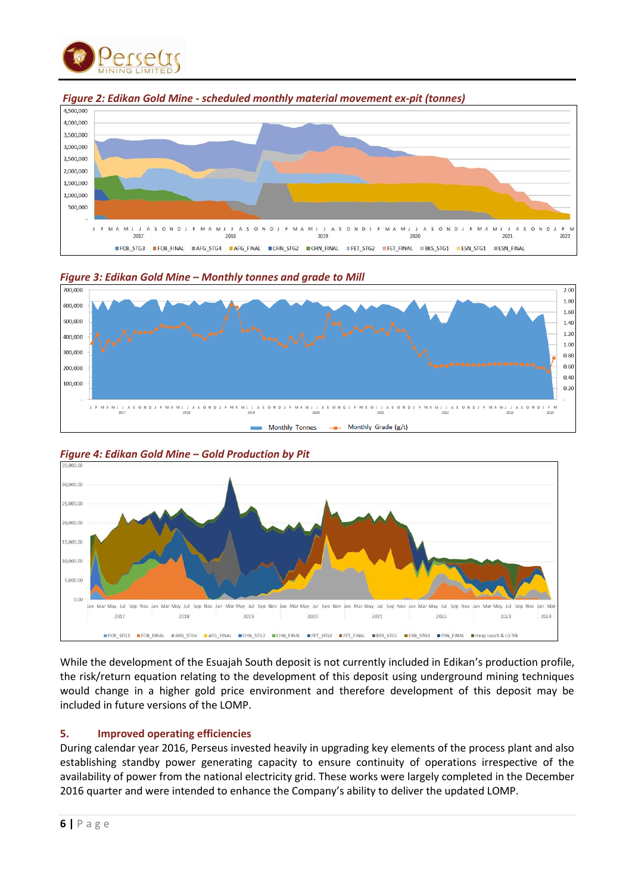*Figure 2: Edikan Gold Mine - scheduled monthly material movement ex-pit (tonnes)*

*Figure 3: Edikan Gold Mine – Monthly tonnes and grade to Mill*

*Figure 4: Edikan Gold Mine – Gold Production by Pit*

While the development of the Esuajah South deposit is not currently included in Edikan's production profile, the risk/return equation relating to the development of this deposit using underground mining techniques would change in a higher gold price environment and therefore development of this deposit may be included in future versions of the LOMP.

## 5. Improved operating efficiencies

During calendar year 2016, Perseus invested heavily in upgrading key elements of the process plant and also establishing standby power generating capacity to ensure continuity of operations irrespective of the availability of power from the national electricity grid. These works were largely completed in the December 2016 quarter and were intended to enhance the Company's ability to deliver the updated LOMP.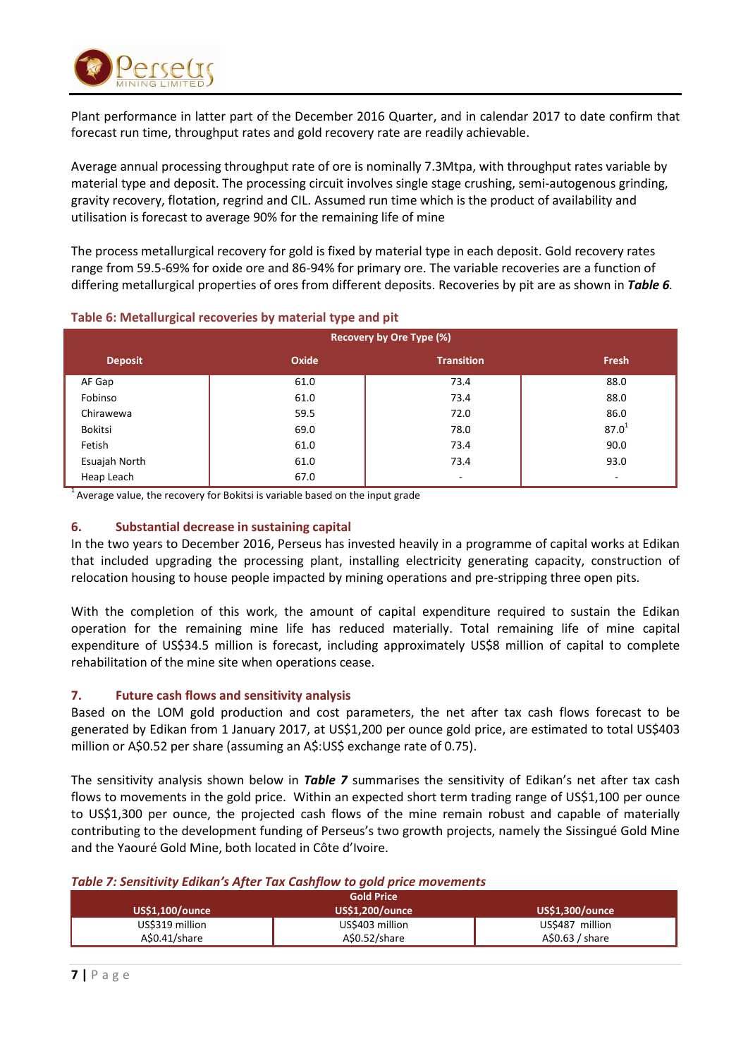Plant performance in latter part of the December 2016 Quarter, and in calendar 2017 to date confirm that forecast run time, throughput rates and gold recovery rate are readily achievable.

Average annual processing throughput rate of ore is nominally 7.3Mtpa, with throughput rates variable by material type and deposit. The processing circuit involves single stage crushing, semi-autogenous grinding, gravity recovery, flotation, regrind and CIL. Assumed run time which is the product of availability and utilisation is forecast to average 90% for the remaining life of mine

The process metallurgical recovery for gold is fixed by material type in each deposit. Gold recovery rates range from 59.5-69% for oxide ore and 86-94% for primary ore. The variable recoveries are a function of differing metallurgical properties of ores from different deposits. Recoveries by pit are as shown in ***Table 6.***

**Table 6: Metallurgical recoveries by material type and pit**

| | Recovery by Ore Type (%) | | |
|---|---|---|---|
| **Deposit** | **Oxide** | **Transition** | **Fresh** |
| AF Gap | 61.0 | 73.4 | 88.0 |
| Fobinso | 61.0 | 73.4 | 88.0 |
| Chirawewa | 59.5 | 72.0 | 86.0 |
| Bokitsi | 69.0 | 78.0 | 87.0[1] |
| Fetish | 61.0 | 73.4 | 90.0 |
| Esuajah North | 61.0 | 73.4 | 93.0 |
| Heap Leach | 67.0 | - | - |

[1] Average value, the recovery for Bokitsi is variable based on the input grade

## 6. Substantial decrease in sustaining capital

In the two years to December 2016, Perseus has invested heavily in a programme of capital works at Edikan that included upgrading the processing plant, installing electricity generating capacity, construction of relocation housing to house people impacted by mining operations and pre-stripping three open pits.

With the completion of this work, the amount of capital expenditure required to sustain the Edikan operation for the remaining mine life has reduced materially. Total remaining life of mine capital expenditure of US$34.5 million is forecast, including approximately US$8 million of capital to complete rehabilitation of the mine site when operations cease.

## 7. Future cash flows and sensitivity analysis

Based on the LOM gold production and cost parameters, the net after tax cash flows forecast to be generated by Edikan from 1 January 2017, at US$1,200 per ounce gold price, are estimated to total US$403 million or A$0.52 per share (assuming an A$:US$ exchange rate of 0.75).

The sensitivity analysis shown below in ***Table 7*** summarises the sensitivity of Edikan's net after tax cash flows to movements in the gold price. Within an expected short term trading range of US$1,100 per ounce to US$1,300 per ounce, the projected cash flows of the mine remain robust and capable of materially contributing to the development funding of Perseus's two growth projects, namely the Sissingué Gold Mine and the Yaouré Gold Mine, both located in Côte d'Ivoire.

***Table 7: Sensitivity Edikan's After Tax Cashflow to gold price movements***

| | Gold Price | |
|---|---|---|
| **US$1,100/ounce** | **US$1,200/ounce** | **US$1,300/ounce** |
| US$319 million<br>A$0.41/share | US$403 million<br>A$0.52/share | US$487 million<br>A$0.63 / share |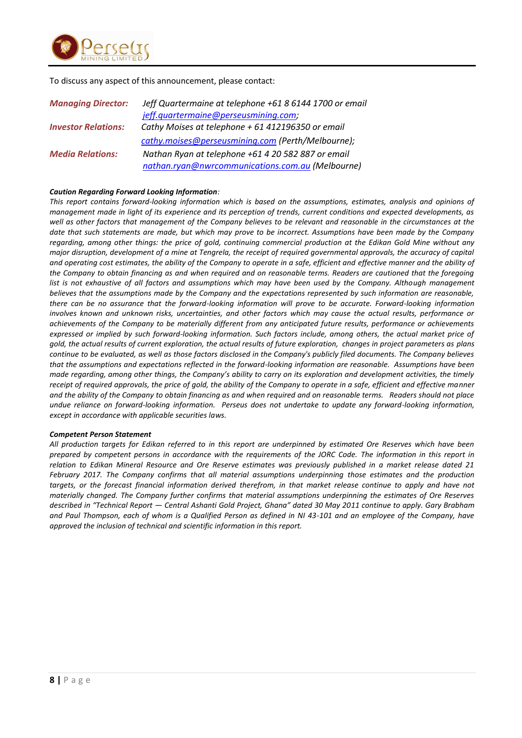To discuss any aspect of this announcement, please contact:

| | |
|---|---|
| ***Managing Director:*** | *Jeff Quartermaine at telephone +61 8 6144 1700 or email jeff.quartermaine@perseusmining.com;* |
| ***Investor Relations:*** | *Cathy Moises at telephone + 61 412196350 or email cathy.moises@perseusmining.com (Perth/Melbourne);* |
| ***Media Relations:*** | *Nathan Ryan at telephone +61 4 20 582 887 or email nathan.ryan@nwrcommunications.com.au (Melbourne)* |

***Caution Regarding Forward Looking Information**:*

*This report contains forward-looking information which is based on the assumptions, estimates, analysis and opinions of management made in light of its experience and its perception of trends, current conditions and expected developments, as well as other factors that management of the Company believes to be relevant and reasonable in the circumstances at the date that such statements are made, but which may prove to be incorrect. Assumptions have been made by the Company regarding, among other things: the price of gold, continuing commercial production at the Edikan Gold Mine without any major disruption, development of a mine at Tengrela, the receipt of required governmental approvals, the accuracy of capital and operating cost estimates, the ability of the Company to operate in a safe, efficient and effective manner and the ability of the Company to obtain financing as and when required and on reasonable terms. Readers are cautioned that the foregoing list is not exhaustive of all factors and assumptions which may have been used by the Company. Although management believes that the assumptions made by the Company and the expectations represented by such information are reasonable, there can be no assurance that the forward-looking information will prove to be accurate. Forward-looking information involves known and unknown risks, uncertainties, and other factors which may cause the actual results, performance or achievements of the Company to be materially different from any anticipated future results, performance or achievements expressed or implied by such forward-looking information. Such factors include, among others, the actual market price of gold, the actual results of current exploration, the actual results of future exploration, changes in project parameters as plans continue to be evaluated, as well as those factors disclosed in the Company's publicly filed documents. The Company believes that the assumptions and expectations reflected in the forward-looking information are reasonable. Assumptions have been made regarding, among other things, the Company's ability to carry on its exploration and development activities, the timely receipt of required approvals, the price of gold, the ability of the Company to operate in a safe, efficient and effective manner and the ability of the Company to obtain financing as and when required and on reasonable terms. Readers should not place undue reliance on forward-looking information. Perseus does not undertake to update any forward-looking information, except in accordance with applicable securities laws.*

***Competent Person Statement***

*All production targets for Edikan referred to in this report are underpinned by estimated Ore Reserves which have been prepared by competent persons in accordance with the requirements of the JORC Code. The information in this report in relation to Edikan Mineral Resource and Ore Reserve estimates was previously published in a market release dated 21 February 2017. The Company confirms that all material assumptions underpinning those estimates and the production targets, or the forecast financial information derived therefrom, in that market release continue to apply and have not materially changed. The Company further confirms that material assumptions underpinning the estimates of Ore Reserves described in "Technical Report — Central Ashanti Gold Project, Ghana" dated 30 May 2011 continue to apply. Gary Brabham and Paul Thompson, each of whom is a Qualified Person as defined in NI 43-101 and an employee of the Company, have approved the inclusion of technical and scientific information in this report.*